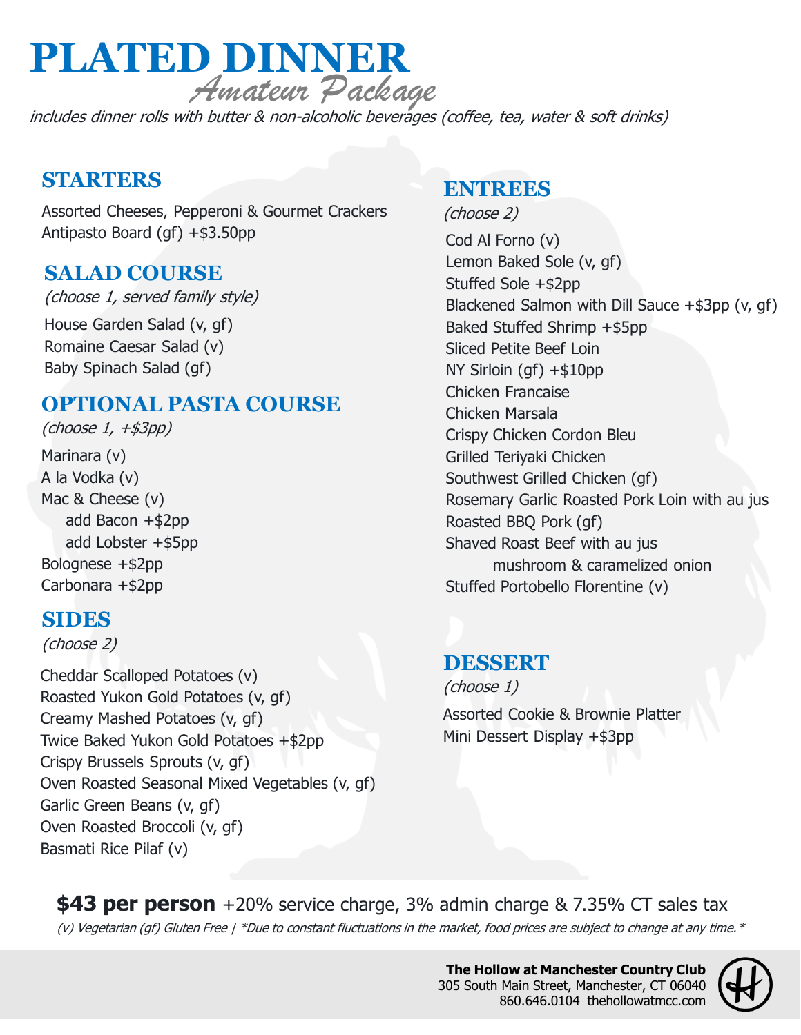# PLATED DINNER

## *Amateur Package*

*includes dinner rolls with butter & non-alcoholic beverages (coffee, tea, water & soft drinks)*

### STARTERS

Assorted Cheeses, Pepperoni & Gourmet Crackers
Antipasto Board (gf) +$3.50pp

### SALAD COURSE

*(choose 1, served family style)*

House Garden Salad (v, gf)
Romaine Caesar Salad (v)
Baby Spinach Salad (gf)

### OPTIONAL PASTA COURSE

*(choose 1, +$3pp)*

Marinara (v)
A la Vodka (v)
Mac & Cheese (v)
- add Bacon +$2pp
- add Lobster +$5pp

Bolognese +$2pp
Carbonara +$2pp

### SIDES

*(choose 2)*

Cheddar Scalloped Potatoes (v)
Roasted Yukon Gold Potatoes (v, gf)
Creamy Mashed Potatoes (v, gf)
Twice Baked Yukon Gold Potatoes +$2pp
Crispy Brussels Sprouts (v, gf)
Oven Roasted Seasonal Mixed Vegetables (v, gf)
Garlic Green Beans (v, gf)
Oven Roasted Broccoli (v, gf)
Basmati Rice Pilaf (v)

### ENTREES

*(choose 2)*

Cod Al Forno (v)
Lemon Baked Sole (v, gf)
Stuffed Sole +$2pp
Blackened Salmon with Dill Sauce +$3pp (v, gf)
Baked Stuffed Shrimp +$5pp
Sliced Petite Beef Loin
NY Sirloin (gf) +$10pp
Chicken Francaise
Chicken Marsala
Crispy Chicken Cordon Bleu
Grilled Teriyaki Chicken
Southwest Grilled Chicken (gf)
Rosemary Garlic Roasted Pork Loin with au jus
Roasted BBQ Pork (gf)
Shaved Roast Beef with au jus
mushroom & caramelized onion
Stuffed Portobello Florentine (v)

### DESSERT

*(choose 1)*

Assorted Cookie & Brownie Platter
Mini Dessert Display +$3pp

**$43 per person** +20% service charge, 3% admin charge & 7.35% CT sales tax

*(v) Vegetarian (gf) Gluten Free | \*Due to constant fluctuations in the market, food prices are subject to change at any time.\**

**The Hollow at Manchester Country Club**
305 South Main Street, Manchester, CT 06040
860.646.0104 thehollowatmcc.com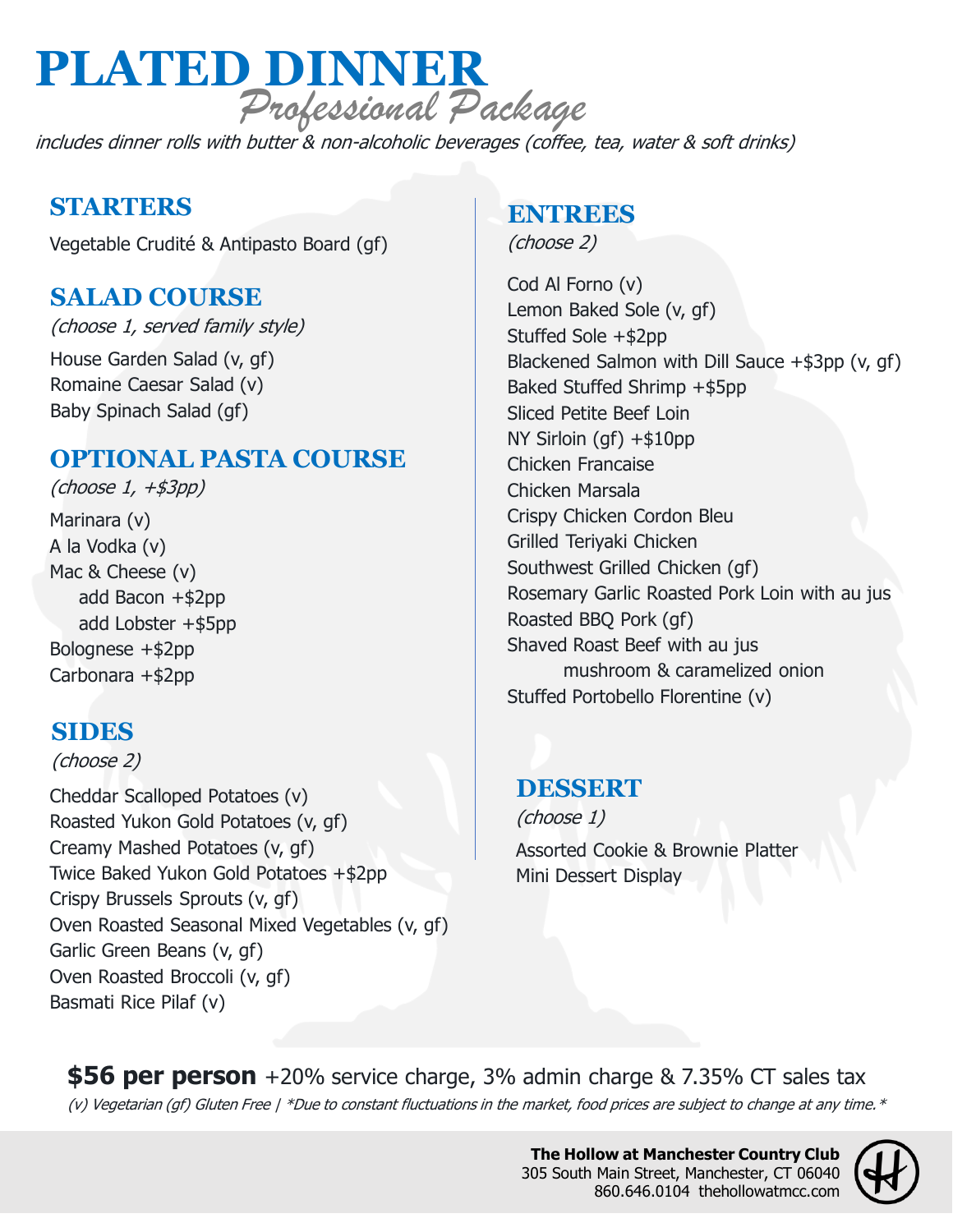# PLATED DINNER

## *Professional Package*

*includes dinner rolls with butter & non-alcoholic beverages (coffee, tea, water & soft drinks)*

### STARTERS

Vegetable Crudité & Antipasto Board (gf)

### SALAD COURSE

*(choose 1, served family style)*

House Garden Salad (v, gf)
Romaine Caesar Salad (v)
Baby Spinach Salad (gf)

### OPTIONAL PASTA COURSE

*(choose 1, +$3pp)*

Marinara (v)
A la Vodka (v)
Mac & Cheese (v)
- add Bacon +$2pp
- add Lobster +$5pp

Bolognese +$2pp
Carbonara +$2pp

### SIDES

*(choose 2)*

Cheddar Scalloped Potatoes (v)
Roasted Yukon Gold Potatoes (v, gf)
Creamy Mashed Potatoes (v, gf)
Twice Baked Yukon Gold Potatoes +$2pp
Crispy Brussels Sprouts (v, gf)
Oven Roasted Seasonal Mixed Vegetables (v, gf)
Garlic Green Beans (v, gf)
Oven Roasted Broccoli (v, gf)
Basmati Rice Pilaf (v)

### ENTREES

*(choose 2)*

Cod Al Forno (v)
Lemon Baked Sole (v, gf)
Stuffed Sole +$2pp
Blackened Salmon with Dill Sauce +$3pp (v, gf)
Baked Stuffed Shrimp +$5pp
Sliced Petite Beef Loin
NY Sirloin (gf) +$10pp
Chicken Francaise
Chicken Marsala
Crispy Chicken Cordon Bleu
Grilled Teriyaki Chicken
Southwest Grilled Chicken (gf)
Rosemary Garlic Roasted Pork Loin with au jus
Roasted BBQ Pork (gf)
Shaved Roast Beef with au jus
- mushroom & caramelized onion

Stuffed Portobello Florentine (v)

### DESSERT

*(choose 1)*

Assorted Cookie & Brownie Platter
Mini Dessert Display

**$56 per person** +20% service charge, 3% admin charge & 7.35% CT sales tax

*(v) Vegetarian (gf) Gluten Free | *Due to constant fluctuations in the market, food prices are subject to change at any time.**

**The Hollow at Manchester Country Club**
305 South Main Street, Manchester, CT 06040
860.646.0104 thehollowatmcc.com